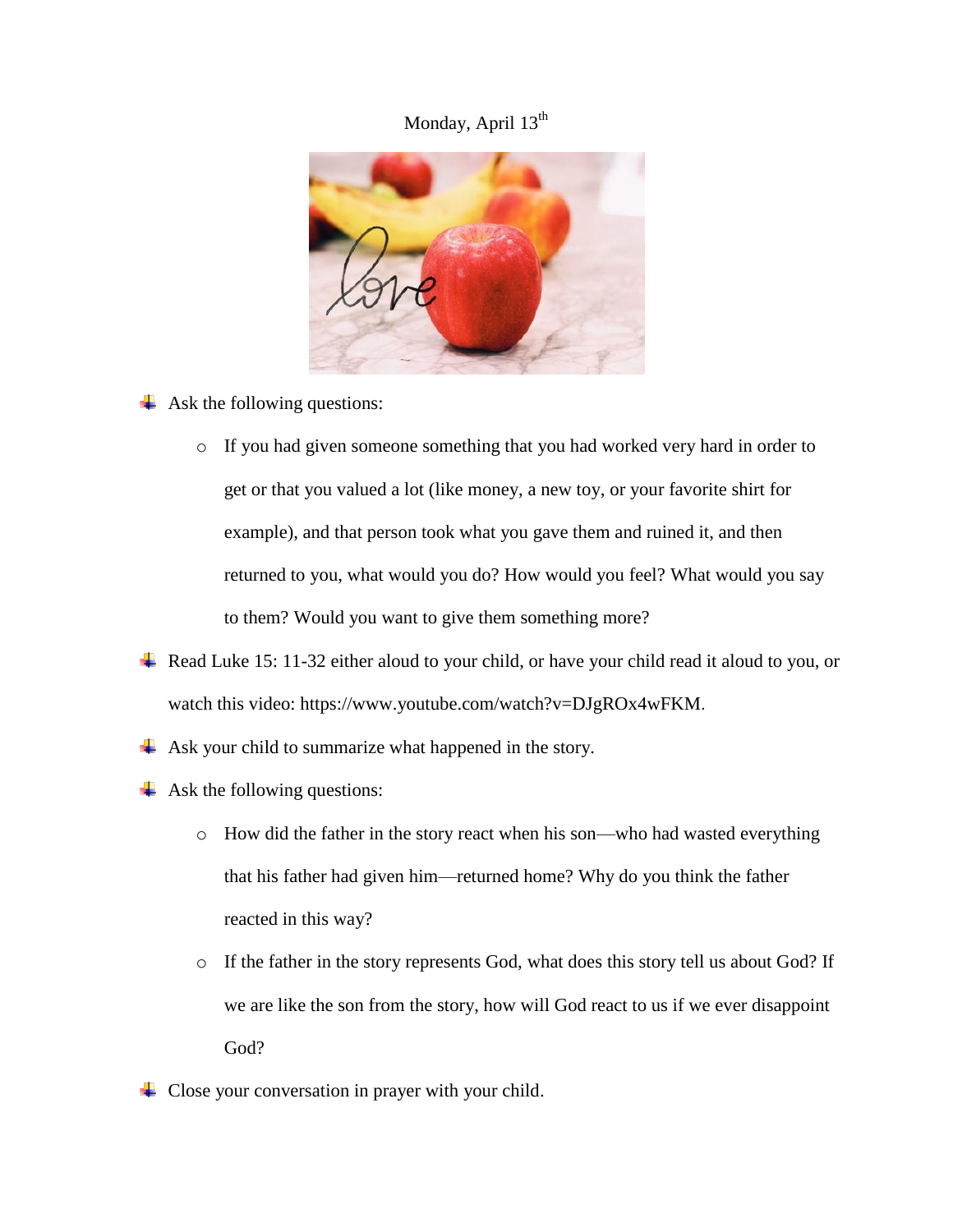Monday, April 13th

- Ask the following questions:
    - If you had given someone something that you had worked very hard in order to get or that you valued a lot (like money, a new toy, or your favorite shirt for example), and that person took what you gave them and ruined it, and then returned to you, what would you do? How would you feel? What would you say to them? Would you want to give them something more?
- Read Luke 15: 11-32 either aloud to your child, or have your child read it aloud to you, or watch this video: https://www.youtube.com/watch?v=DJgROx4wFKM.
- Ask your child to summarize what happened in the story.
- Ask the following questions:
    - How did the father in the story react when his son—who had wasted everything that his father had given him—returned home? Why do you think the father reacted in this way?
    - If the father in the story represents God, what does this story tell us about God? If we are like the son from the story, how will God react to us if we ever disappoint God?
- Close your conversation in prayer with your child.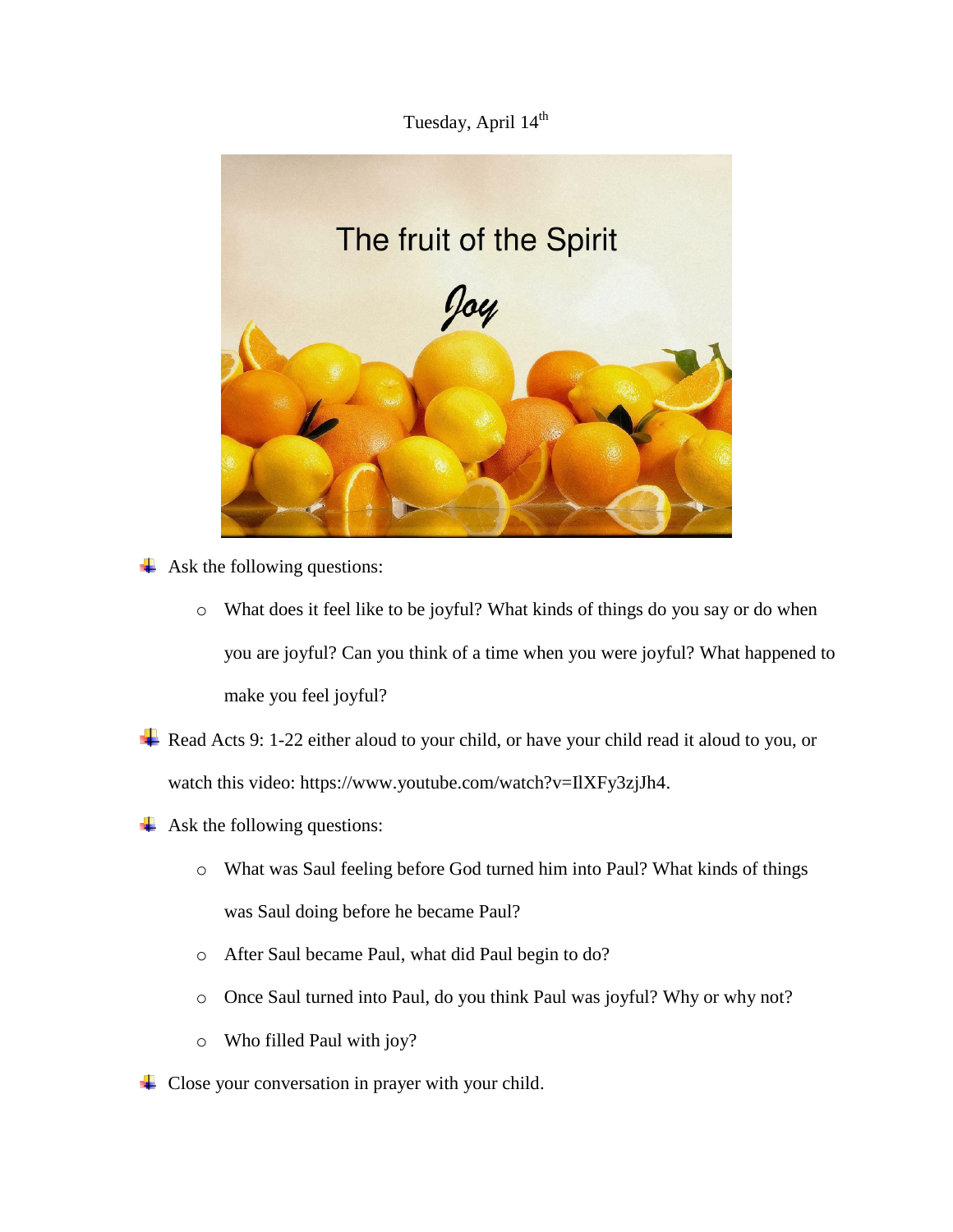Tuesday, April 14th

- Ask the following questions:
    - What does it feel like to be joyful? What kinds of things do you say or do when you are joyful? Can you think of a time when you were joyful? What happened to make you feel joyful?
- Read Acts 9: 1-22 either aloud to your child, or have your child read it aloud to you, or watch this video: https://www.youtube.com/watch?v=IlXFy3zjJh4.
- Ask the following questions:
    - What was Saul feeling before God turned him into Paul? What kinds of things was Saul doing before he became Paul?
    - After Saul became Paul, what did Paul begin to do?
    - Once Saul turned into Paul, do you think Paul was joyful? Why or why not?
    - Who filled Paul with joy?
- Close your conversation in prayer with your child.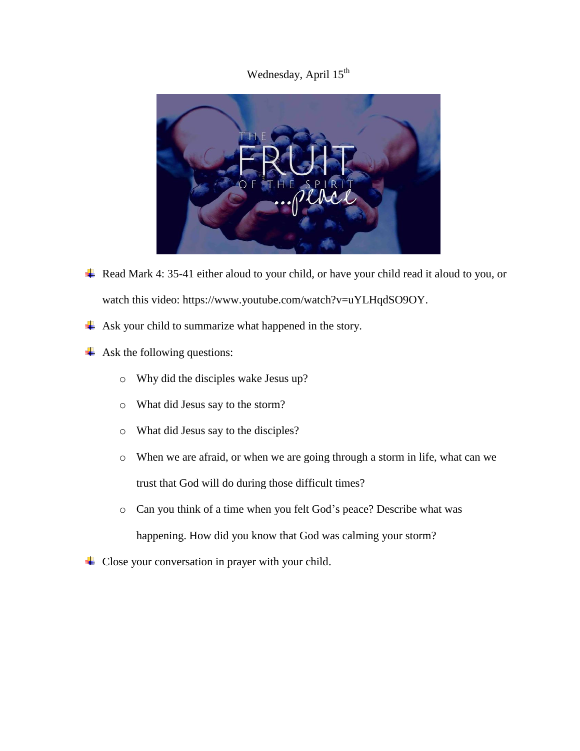Wednesday, April 15th

- Read Mark 4: 35-41 either aloud to your child, or have your child read it aloud to you, or watch this video: https://www.youtube.com/watch?v=uYLHqdSO9OY.
- Ask your child to summarize what happened in the story.
- Ask the following questions:
  - Why did the disciples wake Jesus up?
  - What did Jesus say to the storm?
  - What did Jesus say to the disciples?
  - When we are afraid, or when we are going through a storm in life, what can we trust that God will do during those difficult times?
  - Can you think of a time when you felt God's peace? Describe what was happening. How did you know that God was calming your storm?
- Close your conversation in prayer with your child.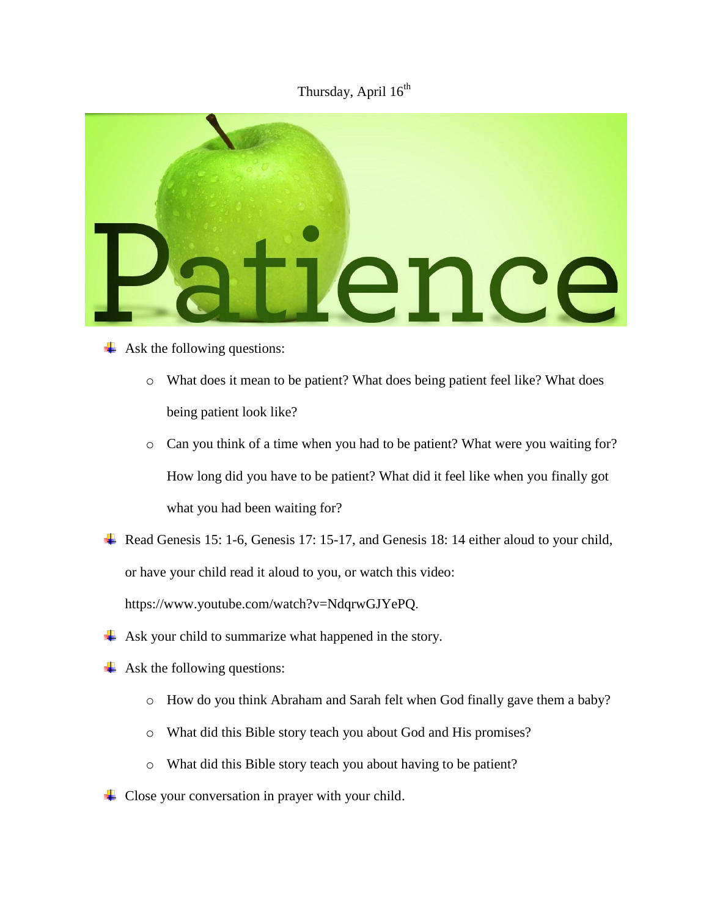Thursday, April 16th

Patience

- Ask the following questions:
  - What does it mean to be patient? What does being patient feel like? What does being patient look like?
  - Can you think of a time when you had to be patient? What were you waiting for? How long did you have to be patient? What did it feel like when you finally got what you had been waiting for?
- Read Genesis 15: 1-6, Genesis 17: 15-17, and Genesis 18: 14 either aloud to your child, or have your child read it aloud to you, or watch this video: https://www.youtube.com/watch?v=NdqrwGJYePQ.
- Ask your child to summarize what happened in the story.
- Ask the following questions:
  - How do you think Abraham and Sarah felt when God finally gave them a baby?
  - What did this Bible story teach you about God and His promises?
  - What did this Bible story teach you about having to be patient?
- Close your conversation in prayer with your child.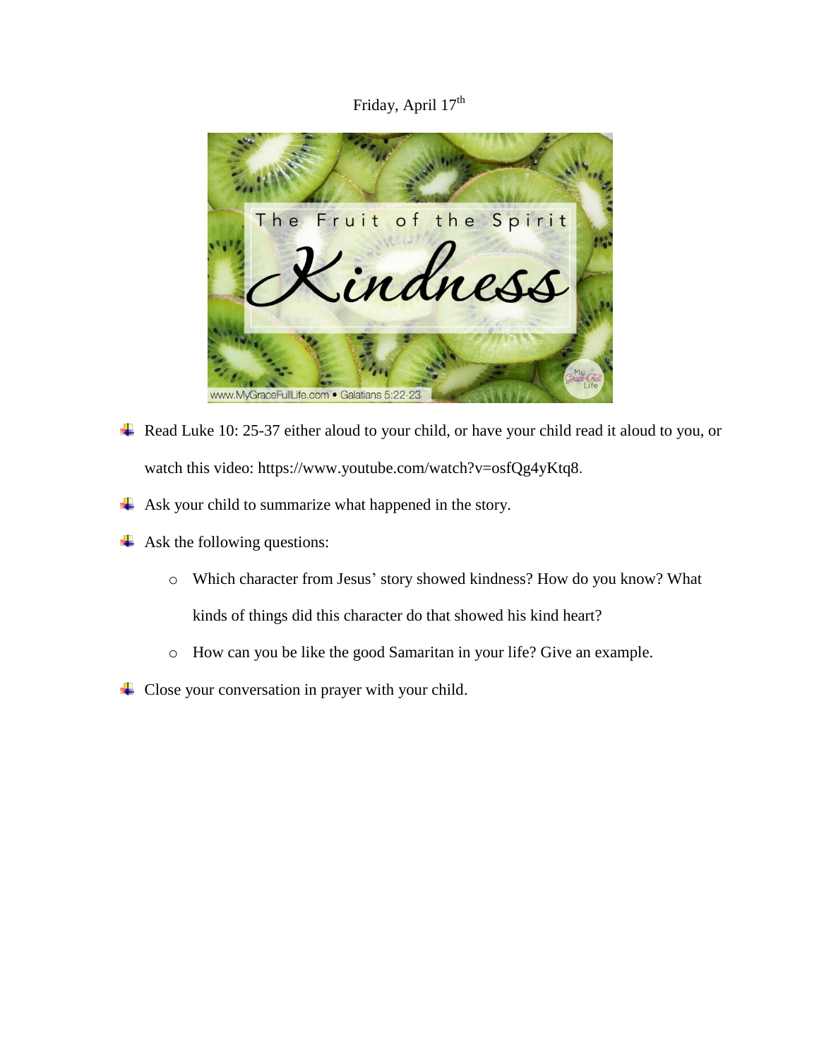Friday, April 17th

- Read Luke 10: 25-37 either aloud to your child, or have your child read it aloud to you, or watch this video: https://www.youtube.com/watch?v=osfQg4yKtq8.
- Ask your child to summarize what happened in the story.
- Ask the following questions:
  - Which character from Jesus' story showed kindness? How do you know? What kinds of things did this character do that showed his kind heart?
  - How can you be like the good Samaritan in your life? Give an example.
- Close your conversation in prayer with your child.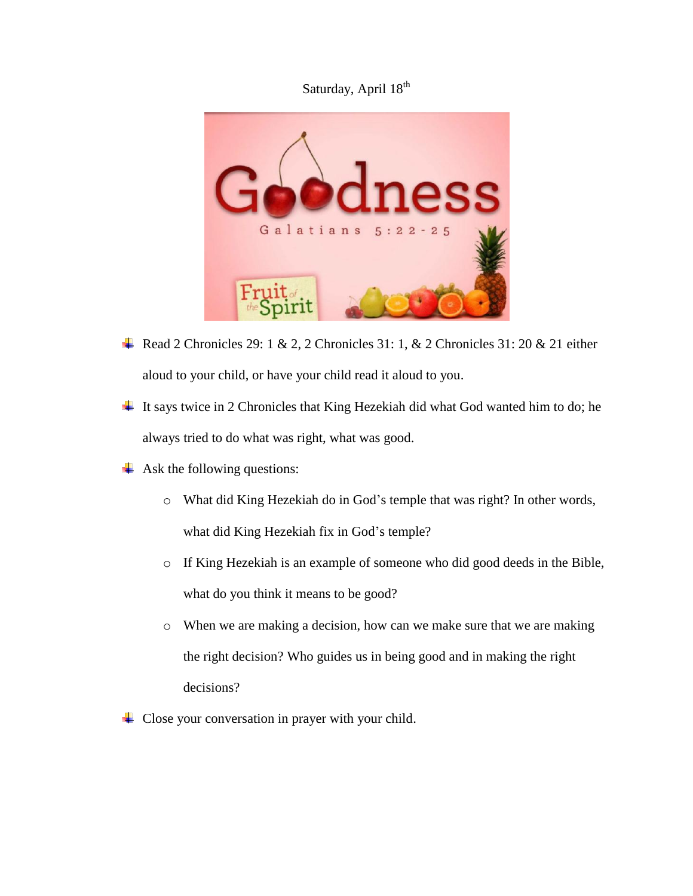Saturday, April 18th

- Read 2 Chronicles 29: 1 & 2, 2 Chronicles 31: 1, & 2 Chronicles 31: 20 & 21 either aloud to your child, or have your child read it aloud to you.
- It says twice in 2 Chronicles that King Hezekiah did what God wanted him to do; he always tried to do what was right, what was good.
- Ask the following questions:
  - What did King Hezekiah do in God's temple that was right? In other words, what did King Hezekiah fix in God's temple?
  - If King Hezekiah is an example of someone who did good deeds in the Bible, what do you think it means to be good?
  - When we are making a decision, how can we make sure that we are making the right decision? Who guides us in being good and in making the right decisions?
- Close your conversation in prayer with your child.